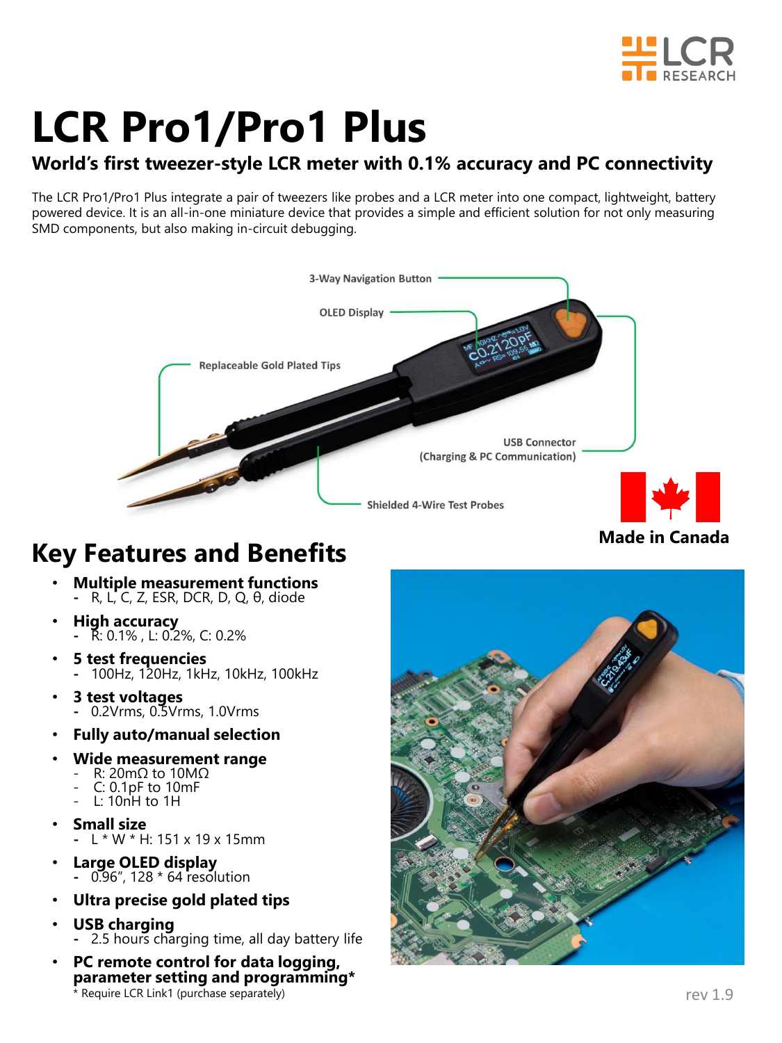# LCR Pro1/Pro1 Plus

**World's first tweezer-style LCR meter with 0.1% accuracy and PC connectivity**

The LCR Pro1/Pro1 Plus integrate a pair of tweezers like probes and a LCR meter into one compact, lightweight, battery powered device. It is an all-in-one miniature device that provides a simple and efficient solution for not only measuring SMD components, but also making in-circuit debugging.

3-Way Navigation Button

OLED Display

Replaceable Gold Plated Tips

USB Connector (Charging & PC Communication)

Shielded 4-Wire Test Probes

Made in Canada

## Key Features and Benefits

- **Multiple measurement functions**
  - R, L, C, Z, ESR, DCR, D, Q, θ, diode
- **High accuracy**
  - R: 0.1% , L: 0.2%, C: 0.2%
- **5 test frequencies**
  - 100Hz, 120Hz, 1kHz, 10kHz, 100kHz
- **3 test voltages**
  - 0.2Vrms, 0.5Vrms, 1.0Vrms
- **Fully auto/manual selection**
- **Wide measurement range**
  - R: 20mΩ to 10MΩ
  - C: 0.1pF to 10mF
  - L: 10nH to 1H
- **Small size**
  - L * W * H: 151 x 19 x 15mm
- **Large OLED display**
  - 0.96", 128 * 64 resolution
- **Ultra precise gold plated tips**
- **USB charging**
  - 2.5 hours charging time, all day battery life
- **PC remote control for data logging, parameter setting and programming***

  \* Require LCR Link1 (purchase separately)

rev 1.9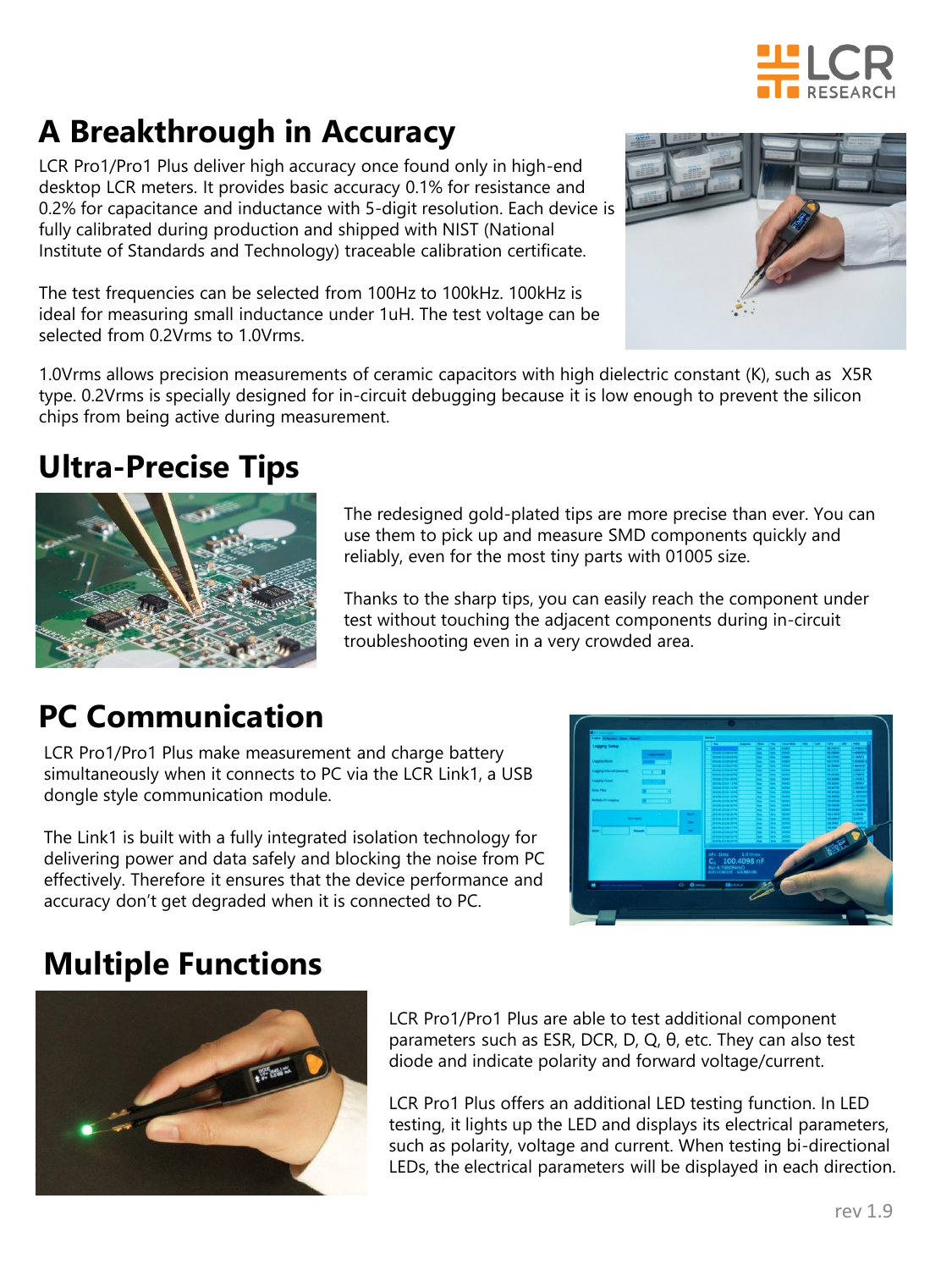## A Breakthrough in Accuracy

LCR Pro1/Pro1 Plus deliver high accuracy once found only in high-end desktop LCR meters. It provides basic accuracy 0.1% for resistance and 0.2% for capacitance and inductance with 5-digit resolution. Each device is fully calibrated during production and shipped with NIST (National Institute of Standards and Technology) traceable calibration certificate.

The test frequencies can be selected from 100Hz to 100kHz. 100kHz is ideal for measuring small inductance under 1uH. The test voltage can be selected from 0.2Vrms to 1.0Vrms.

1.0Vrms allows precision measurements of ceramic capacitors with high dielectric constant (K), such as X5R type. 0.2Vrms is specially designed for in-circuit debugging because it is low enough to prevent the silicon chips from being active during measurement.

## Ultra-Precise Tips

The redesigned gold-plated tips are more precise than ever. You can use them to pick up and measure SMD components quickly and reliably, even for the most tiny parts with 01005 size.

Thanks to the sharp tips, you can easily reach the component under test without touching the adjacent components during in-circuit troubleshooting even in a very crowded area.

## PC Communication

LCR Pro1/Pro1 Plus make measurement and charge battery simultaneously when it connects to PC via the LCR Link1, a USB dongle style communication module.

The Link1 is built with a fully integrated isolation technology for delivering power and data safely and blocking the noise from PC effectively. Therefore it ensures that the device performance and accuracy don't get degraded when it is connected to PC.

## Multiple Functions

LCR Pro1/Pro1 Plus are able to test additional component parameters such as ESR, DCR, D, Q, θ, etc. They can also test diode and indicate polarity and forward voltage/current.

LCR Pro1 Plus offers an additional LED testing function. In LED testing, it lights up the LED and displays its electrical parameters, such as polarity, voltage and current. When testing bi-directional LEDs, the electrical parameters will be displayed in each direction.

rev 1.9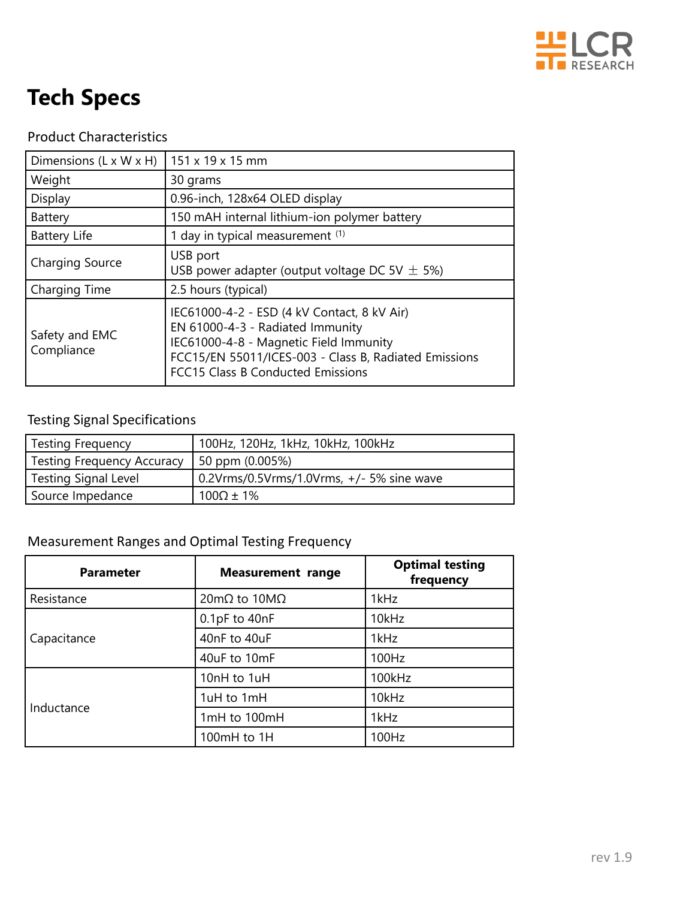# Tech Specs

Product Characteristics

| Dimensions (L x W x H) | 151 x 19 x 15 mm |
|---|---|
| Weight | 30 grams |
| Display | 0.96-inch, 128x64 OLED display |
| Battery | 150 mAH internal lithium-ion polymer battery |
| Battery Life | 1 day in typical measurement [1] |
| Charging Source | USB port<br>USB power adapter (output voltage DC 5V ± 5%) |
| Charging Time | 2.5 hours (typical) |
| Safety and EMC Compliance | IEC61000-4-2 - ESD (4 kV Contact, 8 kV Air)<br>EN 61000-4-3 - Radiated Immunity<br>IEC61000-4-8 - Magnetic Field Immunity<br>FCC15/EN 55011/ICES-003 - Class B, Radiated Emissions<br>FCC15 Class B Conducted Emissions |

Testing Signal Specifications

| Testing Frequency | 100Hz, 120Hz, 1kHz, 10kHz, 100kHz |
|---|---|
| Testing Frequency Accuracy | 50 ppm (0.005%) |
| Testing Signal Level | 0.2Vrms/0.5Vrms/1.0Vrms, +/- 5% sine wave |
| Source Impedance | 100Ω ± 1% |

Measurement Ranges and Optimal Testing Frequency

| Parameter | Measurement range | Optimal testing frequency |
|---|---|---|
| Resistance | 20mΩ to 10MΩ | 1kHz |
| Capacitance | 0.1pF to 40nF | 10kHz |
| | 40nF to 40uF | 1kHz |
| | 40uF to 10mF | 100Hz |
| Inductance | 10nH to 1uH | 100kHz |
| | 1uH to 1mH | 10kHz |
| | 1mH to 100mH | 1kHz |
| | 100mH to 1H | 100Hz |

rev 1.9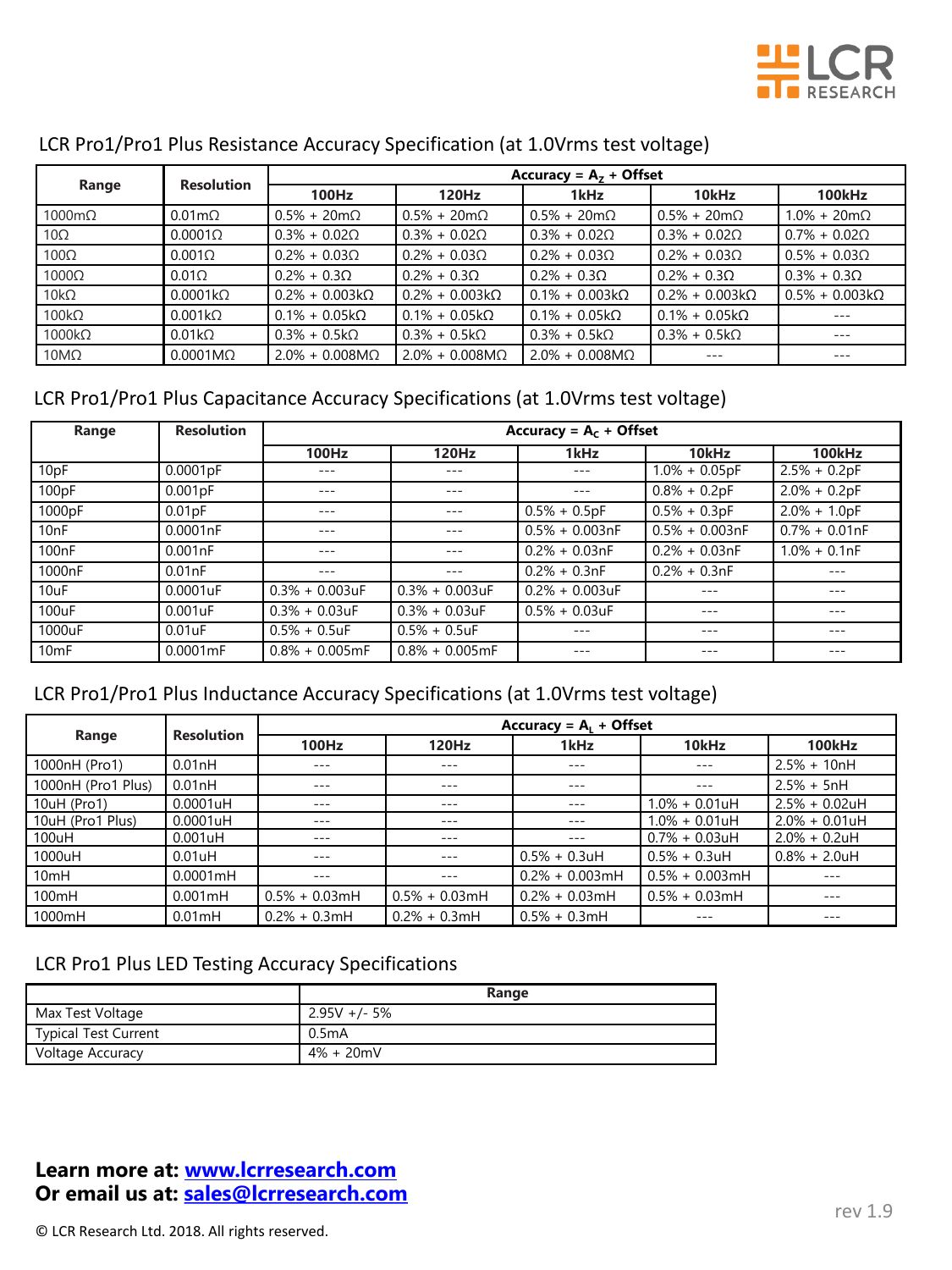## LCR Pro1/Pro1 Plus Resistance Accuracy Specification (at 1.0Vrms test voltage)

| Range | Resolution | Accuracy = $A_Z$ + Offset | | | | |
|---|---|---|---|---|---|---|
| | | 100Hz | 120Hz | 1kHz | 10kHz | 100kHz |
| 1000mΩ | 0.01mΩ | 0.5% + 20mΩ | 0.5% + 20mΩ | 0.5% + 20mΩ | 0.5% + 20mΩ | 1.0% + 20mΩ |
| 10Ω | 0.0001Ω | 0.3% + 0.02Ω | 0.3% + 0.02Ω | 0.3% + 0.02Ω | 0.3% + 0.02Ω | 0.7% + 0.02Ω |
| 100Ω | 0.001Ω | 0.2% + 0.03Ω | 0.2% + 0.03Ω | 0.2% + 0.03Ω | 0.2% + 0.03Ω | 0.5% + 0.03Ω |
| 1000Ω | 0.01Ω | 0.2% + 0.3Ω | 0.2% + 0.3Ω | 0.2% + 0.3Ω | 0.2% + 0.3Ω | 0.3% + 0.3Ω |
| 10kΩ | 0.0001kΩ | 0.2% + 0.003kΩ | 0.2% + 0.003kΩ | 0.1% + 0.003kΩ | 0.2% + 0.003kΩ | 0.5% + 0.003kΩ |
| 100kΩ | 0.001kΩ | 0.1% + 0.05kΩ | 0.1% + 0.05kΩ | 0.1% + 0.05kΩ | 0.1% + 0.05kΩ | --- |
| 1000kΩ | 0.01kΩ | 0.3% + 0.5kΩ | 0.3% + 0.5kΩ | 0.3% + 0.5kΩ | 0.3% + 0.5kΩ | --- |
| 10MΩ | 0.0001MΩ | 2.0% + 0.008MΩ | 2.0% + 0.008MΩ | 2.0% + 0.008MΩ | --- | --- |

## LCR Pro1/Pro1 Plus Capacitance Accuracy Specifications (at 1.0Vrms test voltage)

| Range | Resolution | Accuracy = $A_C$ + Offset | | | | |
|---|---|---|---|---|---|---|
| | | 100Hz | 120Hz | 1kHz | 10kHz | 100kHz |
| 10pF | 0.0001pF | --- | --- | --- | 1.0% + 0.05pF | 2.5% + 0.2pF |
| 100pF | 0.001pF | --- | --- | --- | 0.8% + 0.2pF | 2.0% + 0.2pF |
| 1000pF | 0.01pF | --- | --- | 0.5% + 0.5pF | 0.5% + 0.3pF | 2.0% + 1.0pF |
| 10nF | 0.0001nF | --- | --- | 0.5% + 0.003nF | 0.5% + 0.003nF | 0.7% + 0.01nF |
| 100nF | 0.001nF | --- | --- | 0.2% + 0.03nF | 0.2% + 0.03nF | 1.0% + 0.1nF |
| 1000nF | 0.01nF | --- | --- | 0.2% + 0.3nF | 0.2% + 0.3nF | --- |
| 10uF | 0.0001uF | 0.3% + 0.003uF | 0.3% + 0.003uF | 0.2% + 0.003uF | --- | --- |
| 100uF | 0.001uF | 0.3% + 0.03uF | 0.3% + 0.03uF | 0.5% + 0.03uF | --- | --- |
| 1000uF | 0.01uF | 0.5% + 0.5uF | 0.5% + 0.5uF | --- | --- | --- |
| 10mF | 0.0001mF | 0.8% + 0.005mF | 0.8% + 0.005mF | --- | --- | --- |

## LCR Pro1/Pro1 Plus Inductance Accuracy Specifications (at 1.0Vrms test voltage)

| Range | Resolution | Accuracy = $A_L$ + Offset | | | | |
|---|---|---|---|---|---|---|
| | | 100Hz | 120Hz | 1kHz | 10kHz | 100kHz |
| 1000nH (Pro1) | 0.01nH | --- | --- | --- | --- | 2.5% + 10nH |
| 1000nH (Pro1 Plus) | 0.01nH | --- | --- | --- | --- | 2.5% + 5nH |
| 10uH (Pro1) | 0.0001uH | --- | --- | --- | 1.0% + 0.01uH | 2.5% + 0.02uH |
| 10uH (Pro1 Plus) | 0.0001uH | --- | --- | --- | 1.0% + 0.01uH | 2.0% + 0.01uH |
| 100uH | 0.001uH | --- | --- | --- | 0.7% + 0.03uH | 2.0% + 0.2uH |
| 1000uH | 0.01uH | --- | --- | 0.5% + 0.3uH | 0.5% + 0.3uH | 0.8% + 2.0uH |
| 10mH | 0.0001mH | --- | --- | 0.2% + 0.003mH | 0.5% + 0.003mH | --- |
| 100mH | 0.001mH | 0.5% + 0.03mH | 0.5% + 0.03mH | 0.2% + 0.03mH | 0.5% + 0.03mH | --- |
| 1000mH | 0.01mH | 0.2% + 0.3mH | 0.2% + 0.3mH | 0.5% + 0.3mH | --- | --- |

## LCR Pro1 Plus LED Testing Accuracy Specifications

| | Range |
|---|---|
| Max Test Voltage | 2.95V +/- 5% |
| Typical Test Current | 0.5mA |
| Voltage Accuracy | 4% + 20mV |

**Learn more at: [www.lcrresearch.com](http://www.lcrresearch.com)**
**Or email us at: [sales@lcrresearch.com](mailto:sales@lcrresearch.com)**

rev 1.9

© LCR Research Ltd. 2018. All rights reserved.